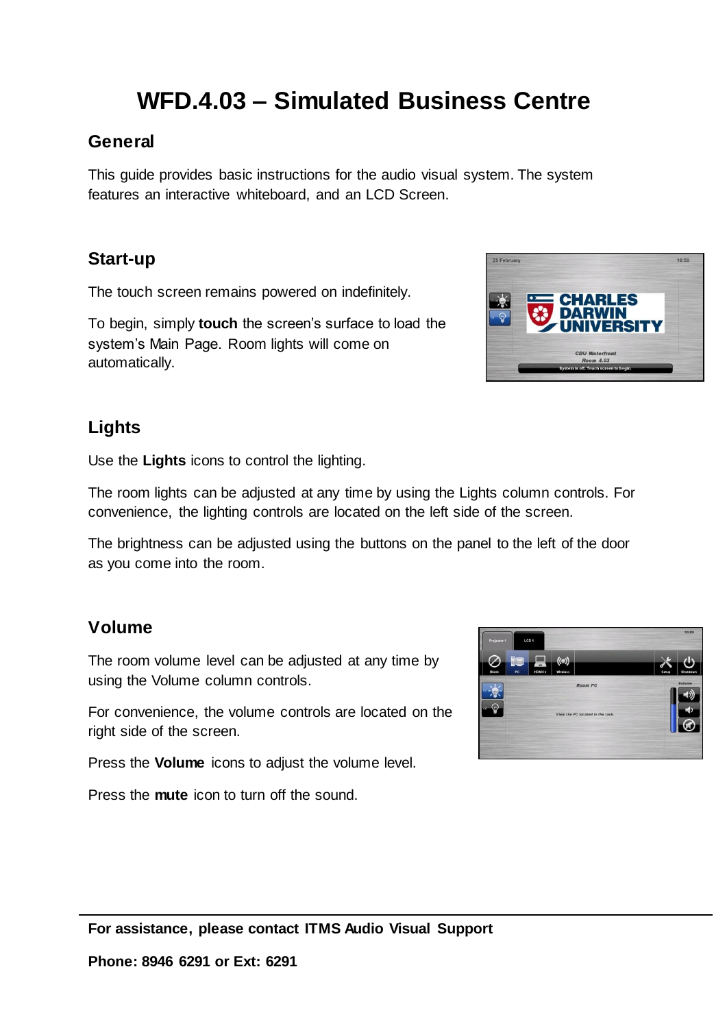# WFD.4.03 – Simulated Business Centre

## General

This guide provides basic instructions for the audio visual system. The system features an interactive whiteboard, and an LCD Screen.

## Start-up

The touch screen remains powered on indefinitely.

To begin, simply **touch** the screen's surface to load the system's Main Page. Room lights will come on automatically.

## Lights

Use the **Lights** icons to control the lighting.

The room lights can be adjusted at any time by using the Lights column controls. For convenience, the lighting controls are located on the left side of the screen.

The brightness can be adjusted using the buttons on the panel to the left of the door as you come into the room.

## Volume

The room volume level can be adjusted at any time by using the Volume column controls.

For convenience, the volume controls are located on the right side of the screen.

Press the **Volume** icons to adjust the volume level.

Press the **mute** icon to turn off the sound.

**For assistance, please contact ITMS Audio Visual Support**

**Phone: 8946 6291 or Ext: 6291**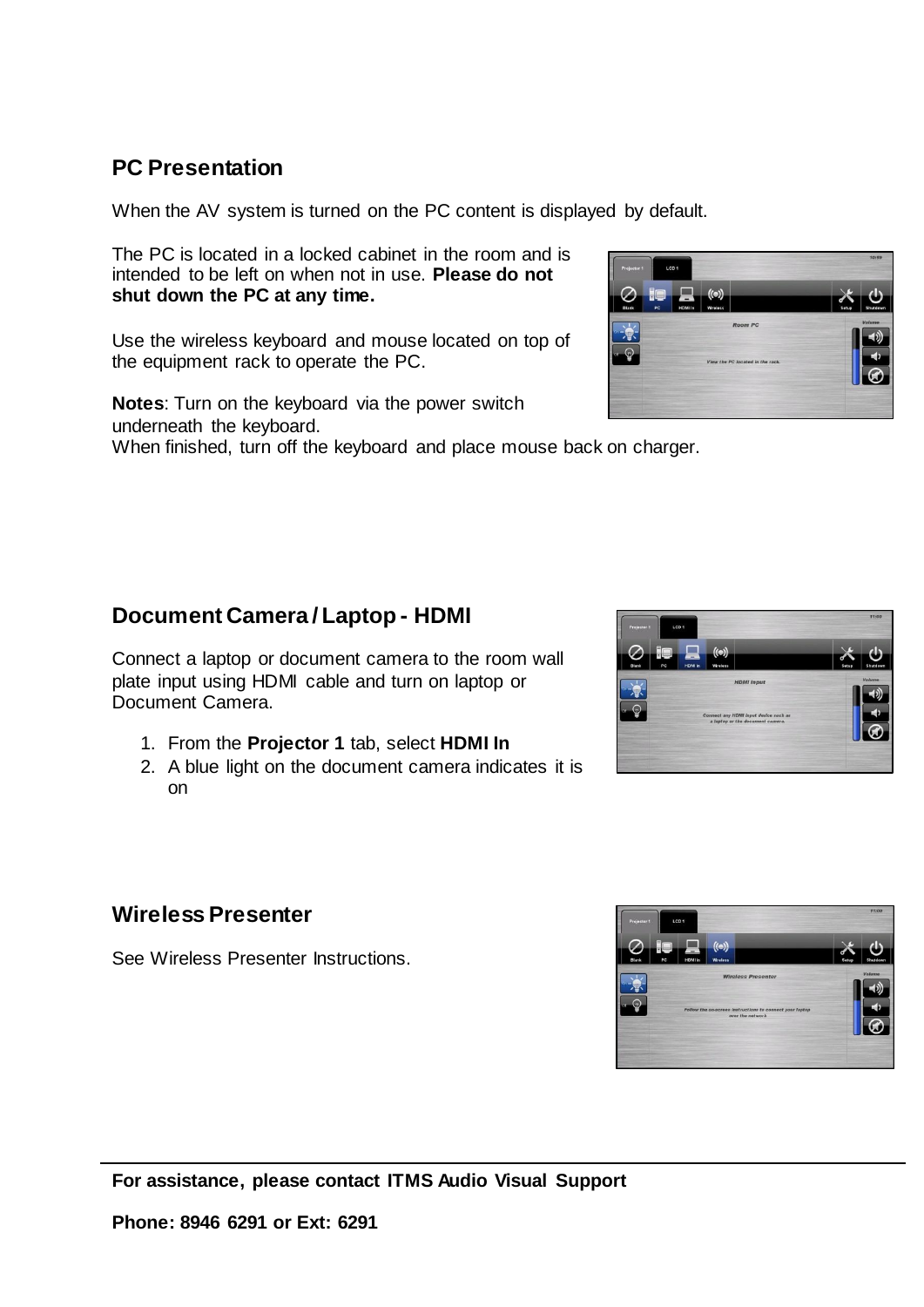## PC Presentation

When the AV system is turned on the PC content is displayed by default.

The PC is located in a locked cabinet in the room and is intended to be left on when not in use. **Please do not shut down the PC at any time.**

Use the wireless keyboard and mouse located on top of the equipment rack to operate the PC.

**Notes**: Turn on the keyboard via the power switch underneath the keyboard.
When finished, turn off the keyboard and place mouse back on charger.

## Document Camera / Laptop - HDMI

Connect a laptop or document camera to the room wall plate input using HDMI cable and turn on laptop or Document Camera.

1. From the **Projector 1** tab, select **HDMI In**
2. A blue light on the document camera indicates it is on

## Wireless Presenter

See Wireless Presenter Instructions.

**For assistance, please contact ITMS Audio Visual Support**

**Phone: 8946 6291 or Ext: 6291**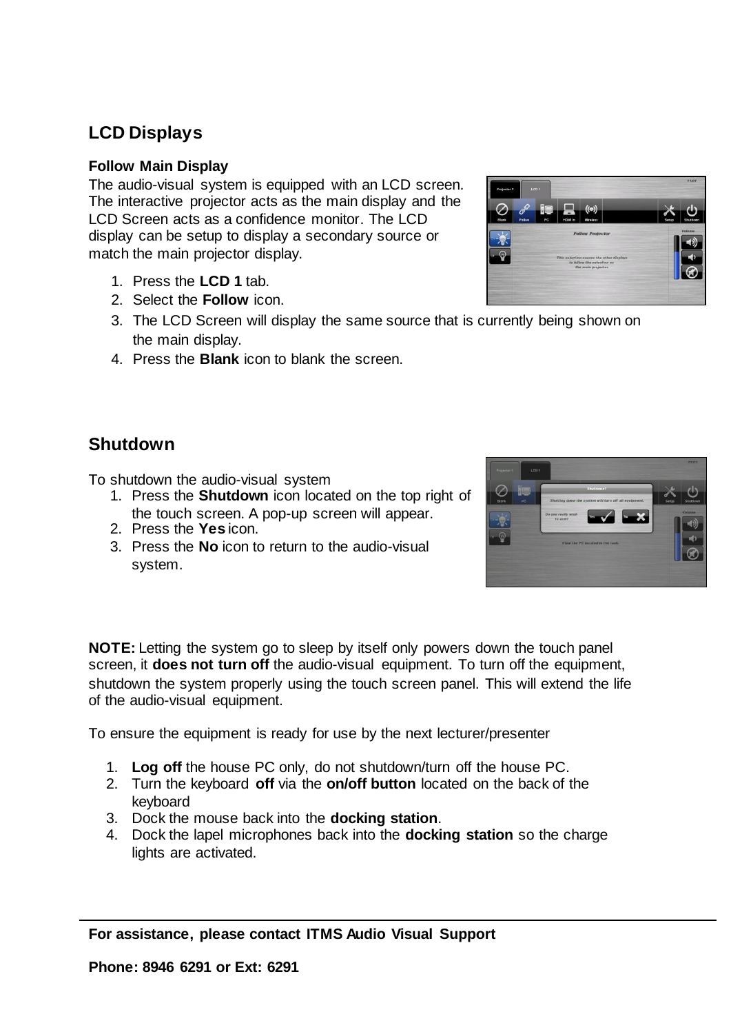## LCD Displays

### Follow Main Display

The audio-visual system is equipped with an LCD screen. The interactive projector acts as the main display and the LCD Screen acts as a confidence monitor. The LCD display can be setup to display a secondary source or match the main projector display.

1. Press the **LCD 1** tab.
2. Select the **Follow** icon.
3. The LCD Screen will display the same source that is currently being shown on the main display.
4. Press the **Blank** icon to blank the screen.

## Shutdown

To shutdown the audio-visual system

1. Press the **Shutdown** icon located on the top right of the touch screen. A pop-up screen will appear.
2. Press the **Yes** icon.
3. Press the **No** icon to return to the audio-visual system.

**NOTE:** Letting the system go to sleep by itself only powers down the touch panel screen, it **does not turn off** the audio-visual equipment. To turn off the equipment, shutdown the system properly using the touch screen panel. This will extend the life of the audio-visual equipment.

To ensure the equipment is ready for use by the next lecturer/presenter

1. **Log off** the house PC only, do not shutdown/turn off the house PC.
2. Turn the keyboard **off** via the **on/off button** located on the back of the keyboard
3. Dock the mouse back into the **docking station**.
4. Dock the lapel microphones back into the **docking station** so the charge lights are activated.

**For assistance, please contact ITMS Audio Visual Support**

**Phone: 8946 6291 or Ext: 6291**